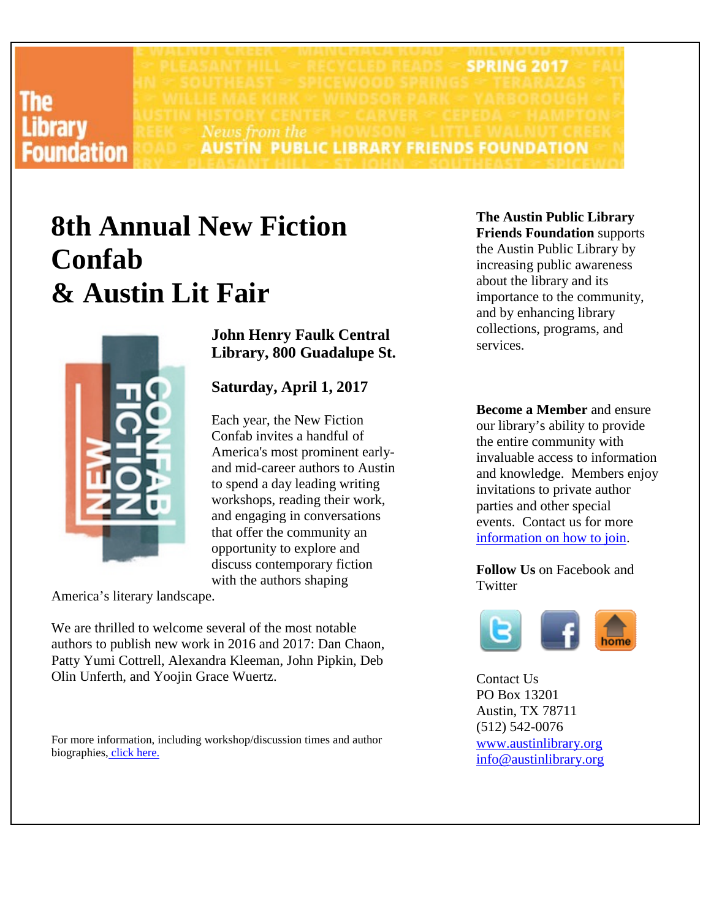The Library Foundation

SPRING 2017

*News from the* **AUSTIN PUBLIC LIBRARY FRIENDS FOUNDATION**

# 8th Annual New Fiction Confab & Austin Lit Fair

**John Henry Faulk Central Library, 800 Guadalupe St.**

**Saturday, April 1, 2017**

Each year, the New Fiction Confab invites a handful of America's most prominent early- and mid-career authors to Austin to spend a day leading writing workshops, reading their work, and engaging in conversations that offer the community an opportunity to explore and discuss contemporary fiction with the authors shaping America's literary landscape.

We are thrilled to welcome several of the most notable authors to publish new work in 2016 and 2017: Dan Chaon, Patty Yumi Cottrell, Alexandra Kleeman, John Pipkin, Deb Olin Unferth, and Yoojin Grace Wuertz.

For more information, including workshop/discussion times and author biographies, click here.

**The Austin Public Library Friends Foundation** supports the Austin Public Library by increasing public awareness about the library and its importance to the community, and by enhancing library collections, programs, and services.

**Become a Member** and ensure our library's ability to provide the entire community with invaluable access to information and knowledge. Members enjoy invitations to private author parties and other special events. Contact us for more information on how to join.

**Follow Us** on Facebook and Twitter

Contact Us
PO Box 13201
Austin, TX 78711
(512) 542-0076
www.austinlibrary.org
info@austinlibrary.org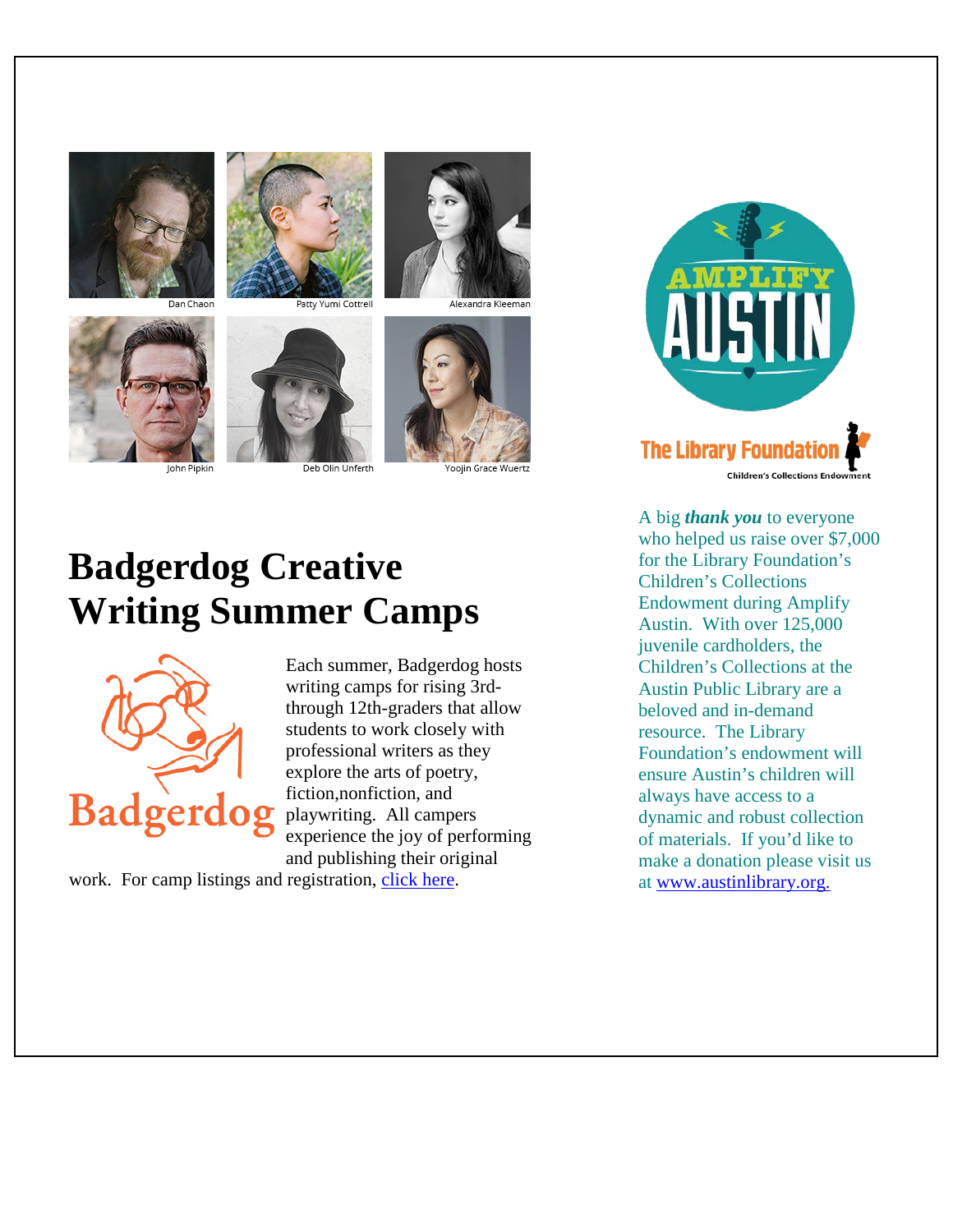Dan Chaon Patty Yumi Cottrell Alexandra Kleeman

John Pipkin Deb Olin Unferth Yoojin Grace Wuertz

# Badgerdog Creative Writing Summer Camps

Badgerdog

Each summer, Badgerdog hosts writing camps for rising 3rd- through 12th-graders that allow students to work closely with professional writers as they explore the arts of poetry, fiction,nonfiction, and playwriting. All campers experience the joy of performing and publishing their original work. For camp listings and registration, [click here](click here).

AMPLIFY AUSTIN

The Library Foundation

Children's Collections Endowment

A big ***thank you*** to everyone who helped us raise over $7,000 for the Library Foundation's Children's Collections Endowment during Amplify Austin. With over 125,000 juvenile cardholders, the Children's Collections at the Austin Public Library are a beloved and in-demand resource. The Library Foundation's endowment will ensure Austin's children will always have access to a dynamic and robust collection of materials. If you'd like to make a donation please visit us at [www.austinlibrary.org.](www.austinlibrary.org)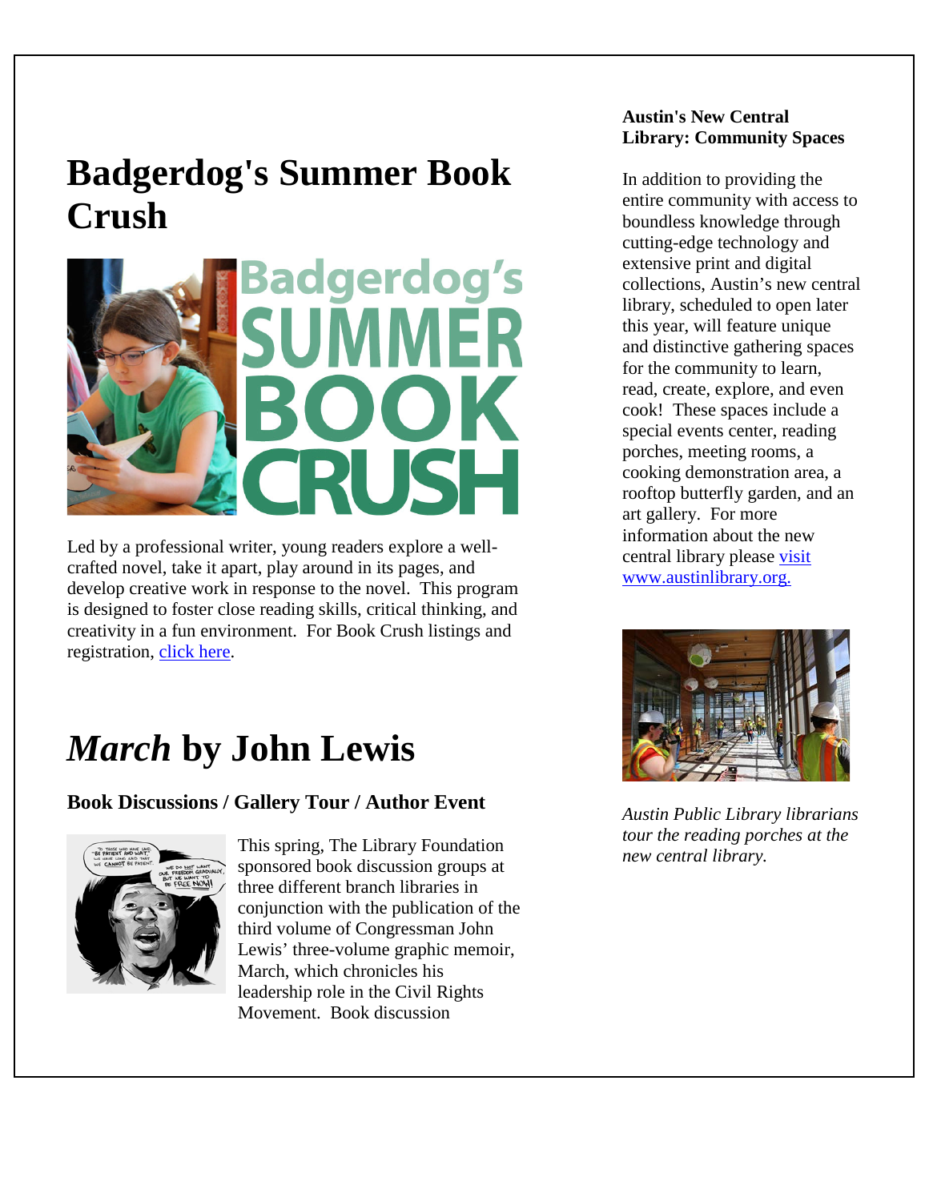# Badgerdog's Summer Book Crush

Led by a professional writer, young readers explore a well-crafted novel, take it apart, play around in its pages, and develop creative work in response to the novel. This program is designed to foster close reading skills, critical thinking, and creativity in a fun environment. For Book Crush listings and registration, click here.

# *March* by John Lewis

### Book Discussions / Gallery Tour / Author Event

This spring, The Library Foundation sponsored book discussion groups at three different branch libraries in conjunction with the publication of the third volume of Congressman John Lewis' three-volume graphic memoir, March, which chronicles his leadership role in the Civil Rights Movement. Book discussion

**Austin's New Central Library: Community Spaces**

In addition to providing the entire community with access to boundless knowledge through cutting-edge technology and extensive print and digital collections, Austin's new central library, scheduled to open later this year, will feature unique and distinctive gathering spaces for the community to learn, read, create, explore, and even cook! These spaces include a special events center, reading porches, meeting rooms, a cooking demonstration area, a rooftop butterfly garden, and an art gallery. For more information about the new central library please visit www.austinlibrary.org.

*Austin Public Library librarians tour the reading porches at the new central library.*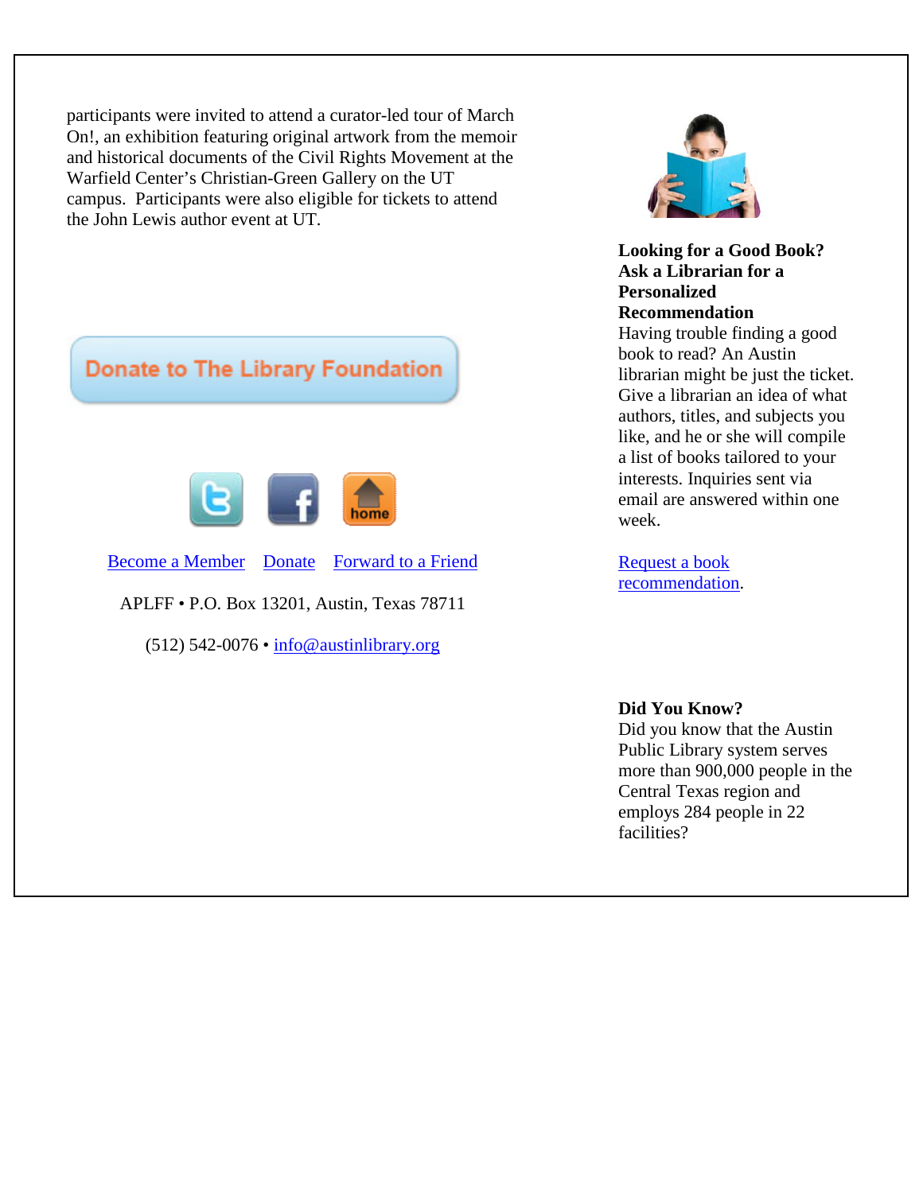participants were invited to attend a curator-led tour of March On!, an exhibition featuring original artwork from the memoir and historical documents of the Civil Rights Movement at the Warfield Center's Christian-Green Gallery on the UT campus. Participants were also eligible for tickets to attend the John Lewis author event at UT.

Donate to The Library Foundation

Become a Member  Donate  Forward to a Friend

APLFF • P.O. Box 13201, Austin, Texas 78711

(512) 542-0076 • info@austinlibrary.org

**Looking for a Good Book? Ask a Librarian for a Personalized Recommendation**

Having trouble finding a good book to read? An Austin librarian might be just the ticket. Give a librarian an idea of what authors, titles, and subjects you like, and he or she will compile a list of books tailored to your interests. Inquiries sent via email are answered within one week.

Request a book recommendation.

**Did You Know?**

Did you know that the Austin Public Library system serves more than 900,000 people in the Central Texas region and employs 284 people in 22 facilities?